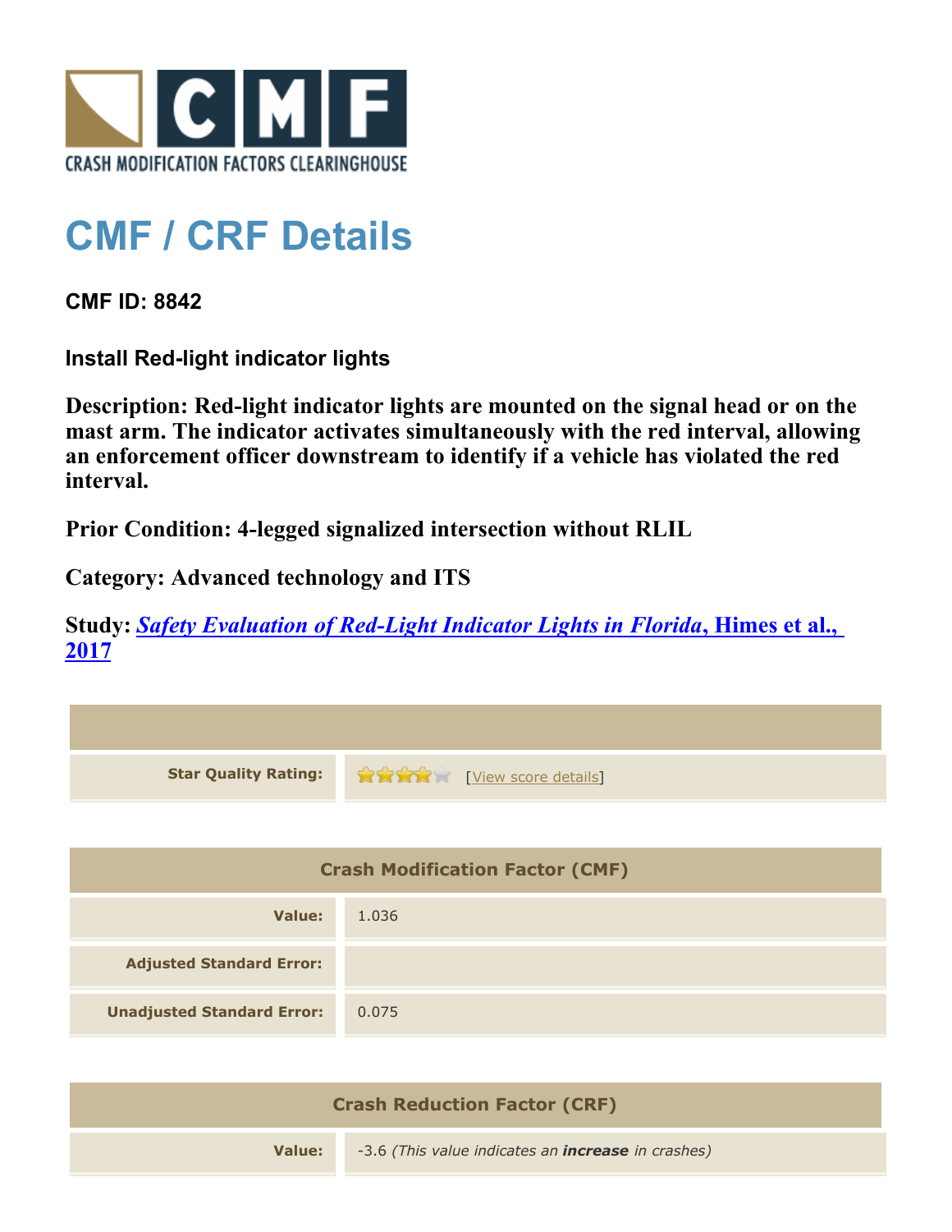CRASH MODIFICATION FACTORS CLEARINGHOUSE

# CMF / CRF Details

**CMF ID: 8842**

**Install Red-light indicator lights**

**Description: Red-light indicator lights are mounted on the signal head or on the mast arm. The indicator activates simultaneously with the red interval, allowing an enforcement officer downstream to identify if a vehicle has violated the red interval.**

**Prior Condition: 4-legged signalized intersection without RLIL**

**Category: Advanced technology and ITS**

**Study: *Safety Evaluation of Red-Light Indicator Lights in Florida*, Himes et al., 2017**

| | |
|---|---|
| **Star Quality Rating:** | 4 of 5 stars [View score details] |

| **Crash Modification Factor (CMF)** | |
|---|---|
| **Value:** | 1.036 |
| **Adjusted Standard Error:** | |
| **Unadjusted Standard Error:** | 0.075 |

| **Crash Reduction Factor (CRF)** | |
|---|---|
| **Value:** | -3.6 *(This value indicates an **increase** in crashes)* |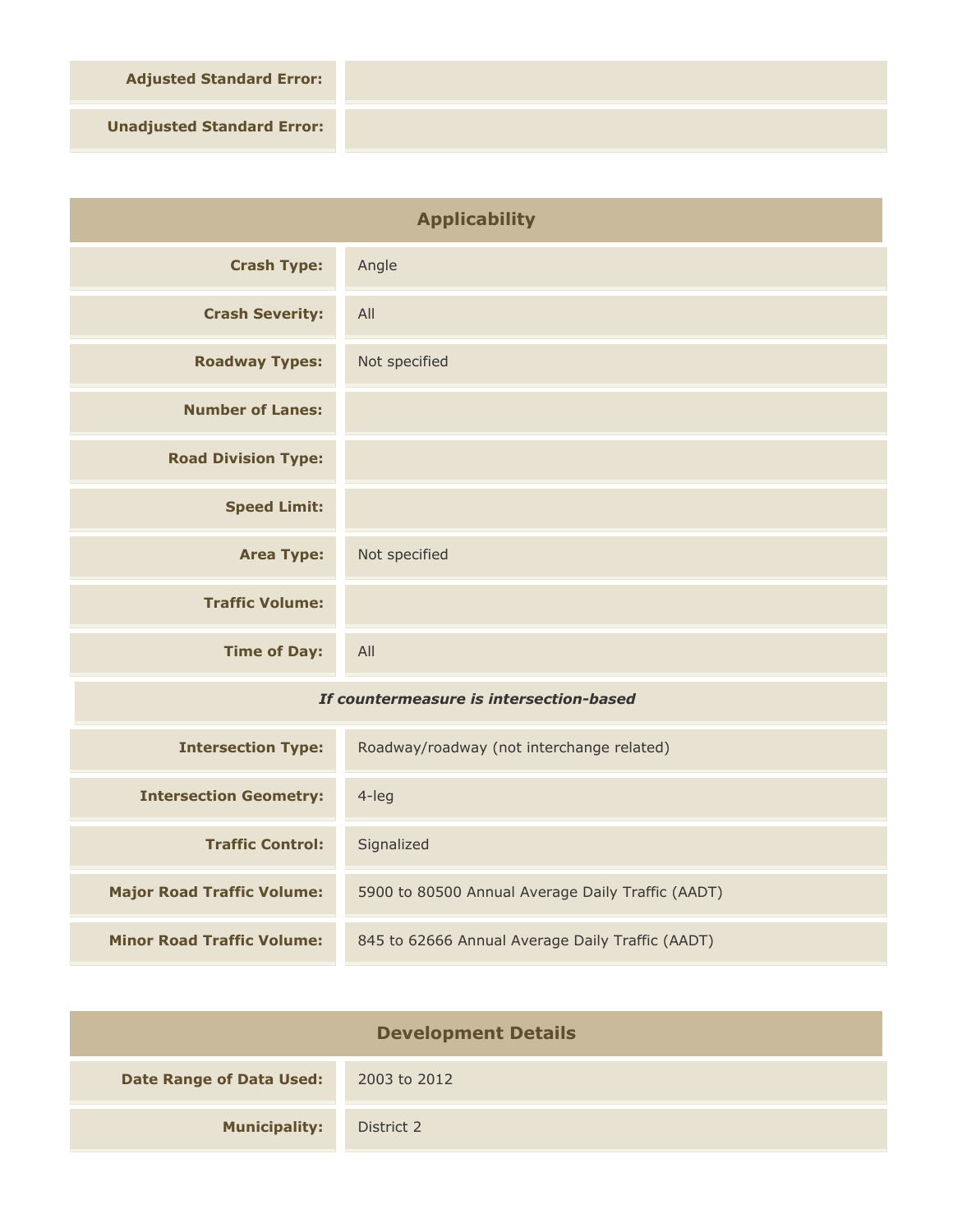| | |
|---|---|
| **Adjusted Standard Error:** | |
| **Unadjusted Standard Error:** | |

## Applicability

| | |
|---|---|
| **Crash Type:** | Angle |
| **Crash Severity:** | All |
| **Roadway Types:** | Not specified |
| **Number of Lanes:** | |
| **Road Division Type:** | |
| **Speed Limit:** | |
| **Area Type:** | Not specified |
| **Traffic Volume:** | |
| **Time of Day:** | All |
| ***If countermeasure is intersection-based*** | |
| **Intersection Type:** | Roadway/roadway (not interchange related) |
| **Intersection Geometry:** | 4-leg |
| **Traffic Control:** | Signalized |
| **Major Road Traffic Volume:** | 5900 to 80500 Annual Average Daily Traffic (AADT) |
| **Minor Road Traffic Volume:** | 845 to 62666 Annual Average Daily Traffic (AADT) |

## Development Details

| | |
|---|---|
| **Date Range of Data Used:** | 2003 to 2012 |
| **Municipality:** | District 2 |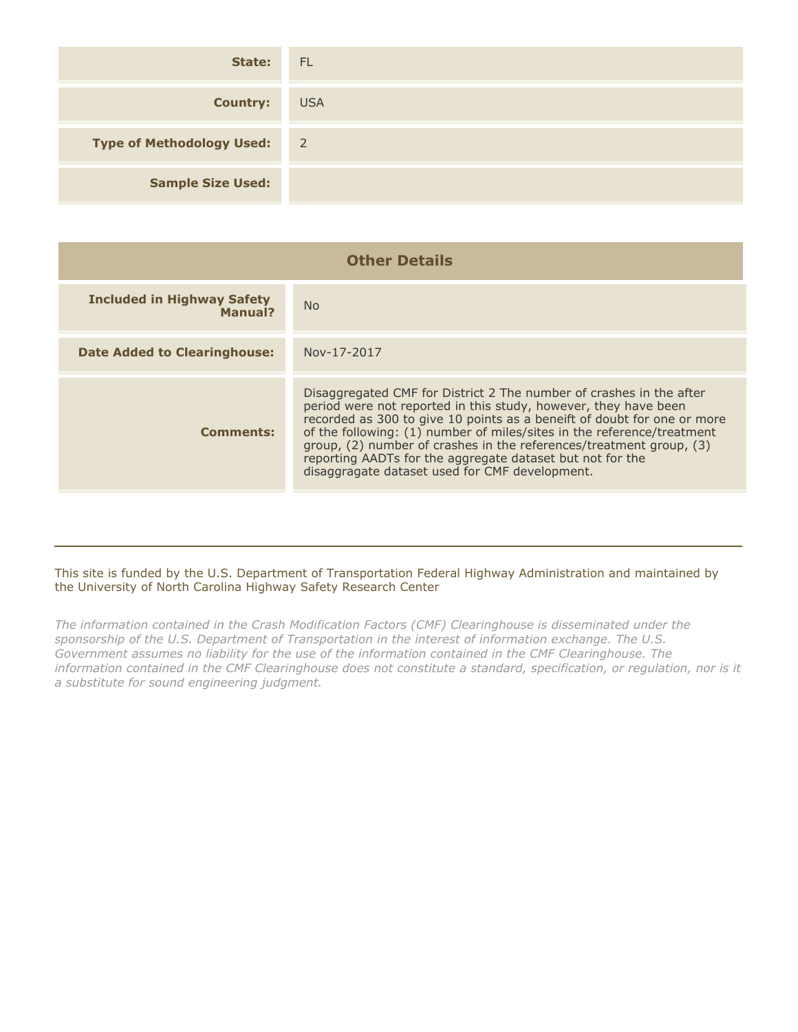| | |
|---|---|
| **State:** | FL |
| **Country:** | USA |
| **Type of Methodology Used:** | 2 |
| **Sample Size Used:** | |

## Other Details

| | |
|---|---|
| **Included in Highway Safety Manual?** | No |
| **Date Added to Clearinghouse:** | Nov-17-2017 |
| **Comments:** | Disaggregated CMF for District 2 The number of crashes in the after period were not reported in this study, however, they have been recorded as 300 to give 10 points as a beneift of doubt for one or more of the following: (1) number of miles/sites in the reference/treatment group, (2) number of crashes in the references/treatment group, (3) reporting AADTs for the aggregate dataset but not for the disaggragate dataset used for CMF development. |

---

This site is funded by the U.S. Department of Transportation Federal Highway Administration and maintained by the University of North Carolina Highway Safety Research Center

*The information contained in the Crash Modification Factors (CMF) Clearinghouse is disseminated under the sponsorship of the U.S. Department of Transportation in the interest of information exchange. The U.S. Government assumes no liability for the use of the information contained in the CMF Clearinghouse. The information contained in the CMF Clearinghouse does not constitute a standard, specification, or regulation, nor is it a substitute for sound engineering judgment.*